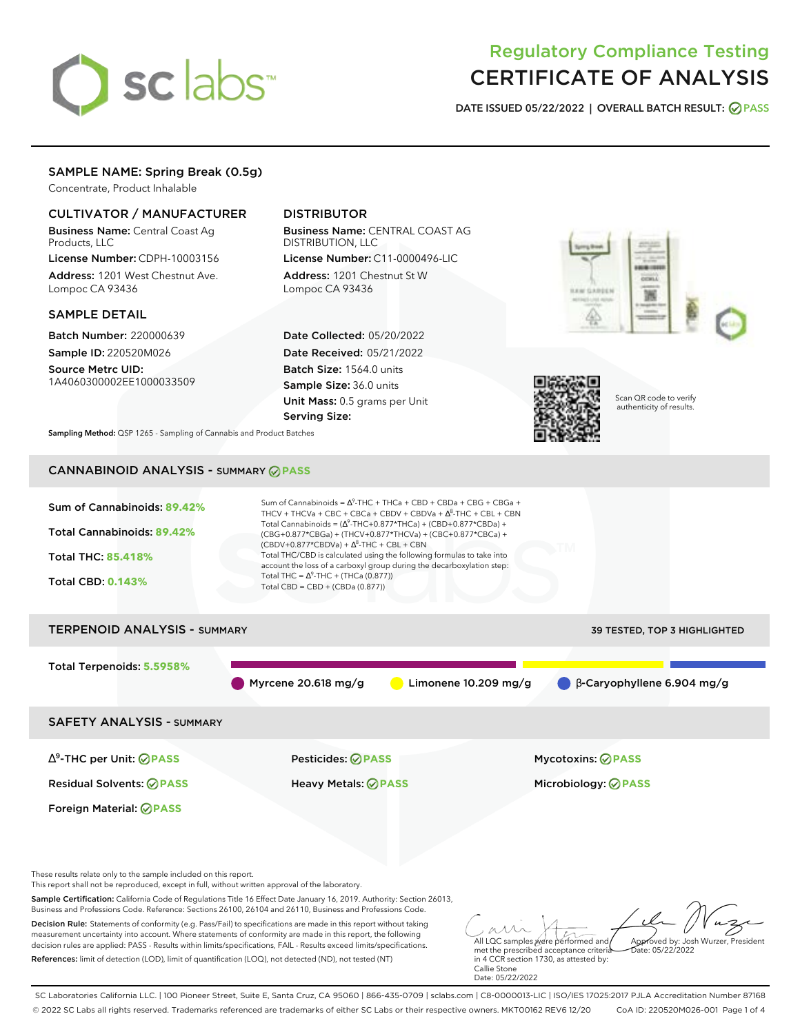# Regulatory Compliance Testing
# CERTIFICATE OF ANALYSIS

**DATE ISSUED 05/22/2022 | OVERALL BATCH RESULT: PASS**

## SAMPLE NAME: Spring Break (0.5g)

Concentrate, Product Inhalable

### CULTIVATOR / MANUFACTURER

**Business Name:** Central Coast Ag Products, LLC

**License Number:** CDPH-10003156

**Address:** 1201 West Chestnut Ave. Lompoc CA 93436

### DISTRIBUTOR

**Business Name:** CENTRAL COAST AG DISTRIBUTION, LLC

**License Number:** C11-0000496-LIC

**Address:** 1201 Chestnut St W Lompoc CA 93436

### SAMPLE DETAIL

**Batch Number:** 220000639

**Sample ID:** 220520M026

**Source Metrc UID:** 1A4060300002EE1000033509

**Date Collected:** 05/20/2022

**Date Received:** 05/21/2022

**Batch Size:** 1564.0 units

**Sample Size:** 36.0 units

**Unit Mass:** 0.5 grams per Unit

**Serving Size:**

Scan QR code to verify authenticity of results.

**Sampling Method:** QSP 1265 - Sampling of Cannabis and Product Batches

## CANNABINOID ANALYSIS - SUMMARY PASS

**Sum of Cannabinoids: 89.42%**

**Total Cannabinoids: 89.42%**

**Total THC: 85.418%**

**Total CBD: 0.143%**

Sum of Cannabinoids = $\Delta^9$-THC + THCa + CBD + CBDa + CBG + CBGa + THCV + THCVa + CBC + CBCa + CBDV + CBDVa + $\Delta^8$-THC + CBL + CBN

Total Cannabinoids = ($\Delta^9$-THC+0.877*THCa) + (CBD+0.877*CBDa) + (CBG+0.877*CBGa) + (THCV+0.877*THCVa) + (CBC+0.877*CBCa) + (CBDV+0.877*CBDVa) + $\Delta^8$-THC + CBL + CBN

Total THC/CBD is calculated using the following formulas to take into account the loss of a carboxyl group during the decarboxylation step:

Total THC = $\Delta^9$-THC + (THCa (0.877))

Total CBD = CBD + (CBDa (0.877))

## TERPENOID ANALYSIS - SUMMARY

39 TESTED, TOP 3 HIGHLIGHTED

**Total Terpenoids: 5.5958%**

Myrcene 20.618 mg/g | Limonene 10.209 mg/g | β-Caryophyllene 6.904 mg/g

## SAFETY ANALYSIS - SUMMARY

| | | |
|---|---|---|
| $\Delta^9$-THC per Unit: PASS | Pesticides: PASS | Mycotoxins: PASS |
| Residual Solvents: PASS | Heavy Metals: PASS | Microbiology: PASS |
| Foreign Material: PASS | | |

These results relate only to the sample included on this report.
This report shall not be reproduced, except in full, without written approval of the laboratory.

**Sample Certification:** California Code of Regulations Title 16 Effect Date January 16, 2019. Authority: Section 26013, Business and Professions Code. Reference: Sections 26100, 26104 and 26110, Business and Professions Code.

**Decision Rule:** Statements of conformity (e.g. Pass/Fail) to specifications are made in this report without taking measurement uncertainty into account. Where statements of conformity are made in this report, the following decision rules are applied: PASS - Results within limits/specifications, FAIL - Results exceed limits/specifications.

**References:** limit of detection (LOD), limit of quantification (LOQ), not detected (ND), not tested (NT)

All LQC samples were performed and met the prescribed acceptance criteria in 4 CCR section 1730, as attested by: Callie Stone
Date: 05/22/2022

Approved by: Josh Wurzer, President
Date: 05/22/2022

SC Laboratories California LLC. | 100 Pioneer Street, Suite E, Santa Cruz, CA 95060 | 866-435-0709 | sclabs.com | C8-0000013-LIC | ISO/IES 17025:2017 PJLA Accreditation Number 87168
© 2022 SC Labs all rights reserved. Trademarks referenced are trademarks of either SC Labs or their respective owners. MKT00162 REV6 12/20 CoA ID: 220520M026-001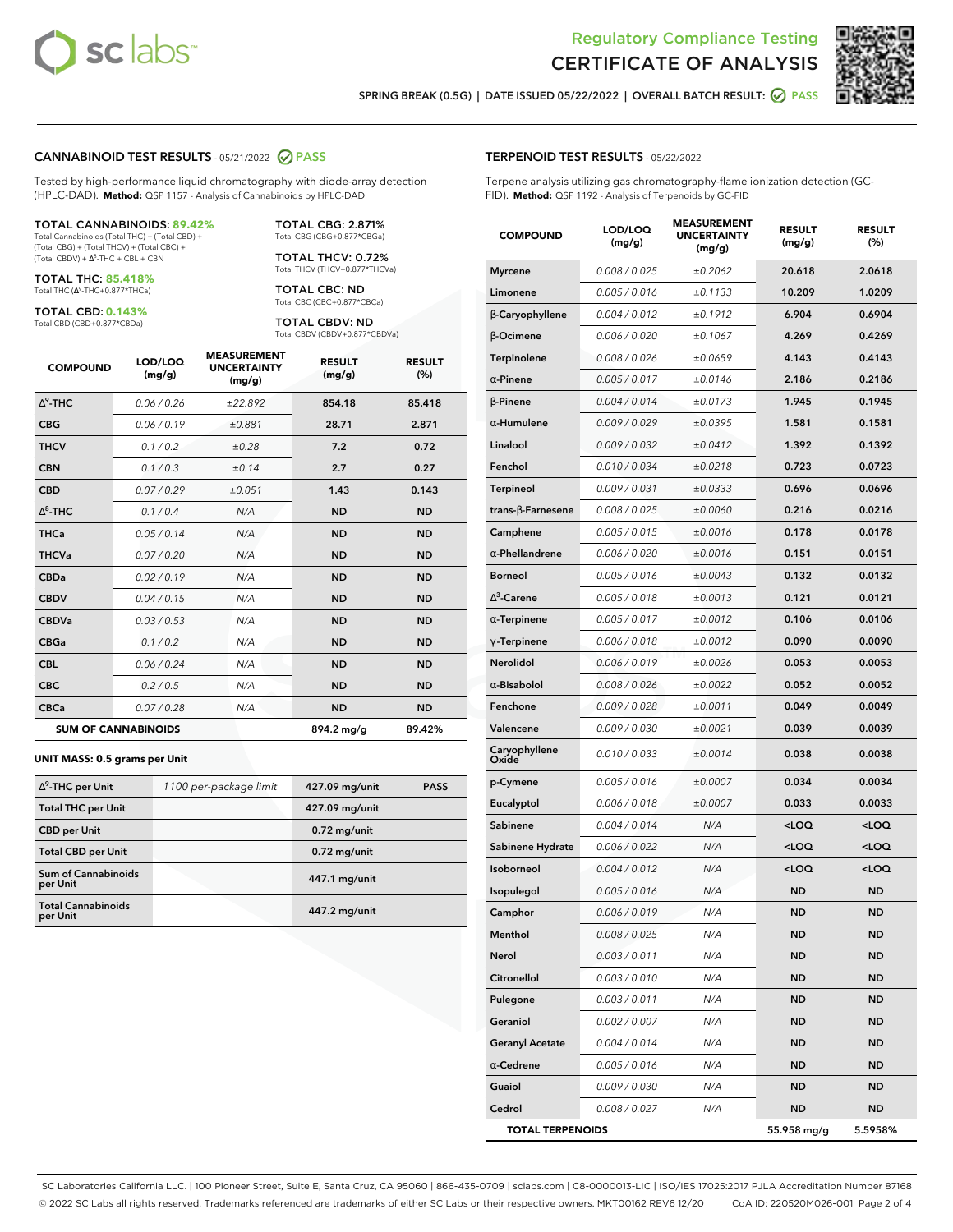# Regulatory Compliance Testing
# CERTIFICATE OF ANALYSIS

SPRING BREAK (0.5G) | DATE ISSUED 05/22/2022 | OVERALL BATCH RESULT: PASS

## CANNABINOID TEST RESULTS - 05/21/2022 PASS

Tested by high-performance liquid chromatography with diode-array detection (HPLC-DAD). **Method:** QSP 1157 - Analysis of Cannabinoids by HPLC-DAD

**TOTAL CANNABINOIDS: 89.42%**
Total Cannabinoids (Total THC) + (Total CBD) + (Total CBG) + (Total THCV) + (Total CBC) + (Total CBDV) + $\Delta^8$-THC + CBL + CBN

**TOTAL THC: 85.418%**
Total THC ($\Delta^9$-THC+0.877*THCa)

**TOTAL CBD: 0.143%**
Total CBD (CBD+0.877*CBDa)

**TOTAL CBG: 2.871%**
Total CBG (CBG+0.877*CBGa)

**TOTAL THCV: 0.72%**
Total THCV (THCV+0.877*THCVa)

**TOTAL CBC: ND**
Total CBC (CBC+0.877*CBCa)

**TOTAL CBDV: ND**
Total CBDV (CBDV+0.877*CBDVa)

| COMPOUND | LOD/LOQ (mg/g) | MEASUREMENT UNCERTAINTY (mg/g) | RESULT (mg/g) | RESULT (%) |
|---|---|---|---|---|
| $\Delta^9$-THC | 0.06 / 0.26 | ±22.892 | 854.18 | 85.418 |
| CBG | 0.06 / 0.19 | ±0.881 | 28.71 | 2.871 |
| THCV | 0.1 / 0.2 | ±0.28 | 7.2 | 0.72 |
| CBN | 0.1 / 0.3 | ±0.14 | 2.7 | 0.27 |
| CBD | 0.07 / 0.29 | ±0.051 | 1.43 | 0.143 |
| $\Delta^8$-THC | 0.1 / 0.4 | N/A | ND | ND |
| THCa | 0.05 / 0.14 | N/A | ND | ND |
| THCVa | 0.07 / 0.20 | N/A | ND | ND |
| CBDa | 0.02 / 0.19 | N/A | ND | ND |
| CBDV | 0.04 / 0.15 | N/A | ND | ND |
| CBDVa | 0.03 / 0.53 | N/A | ND | ND |
| CBGa | 0.1 / 0.2 | N/A | ND | ND |
| CBL | 0.06 / 0.24 | N/A | ND | ND |
| CBC | 0.2 / 0.5 | N/A | ND | ND |
| CBCa | 0.07 / 0.28 | N/A | ND | ND |
| **SUM OF CANNABINOIDS** | | | 894.2 mg/g | 89.42% |

**UNIT MASS: 0.5 grams per Unit**

| | | | |
|---|---|---|---|
| $\Delta^9$-THC per Unit | 1100 per-package limit | 427.09 mg/unit | PASS |
| Total THC per Unit | | 427.09 mg/unit | |
| CBD per Unit | | 0.72 mg/unit | |
| Total CBD per Unit | | 0.72 mg/unit | |
| Sum of Cannabinoids per Unit | | 447.1 mg/unit | |
| Total Cannabinoids per Unit | | 447.2 mg/unit | |

## TERPENOID TEST RESULTS - 05/22/2022

Terpene analysis utilizing gas chromatography-flame ionization detection (GC-FID). **Method:** QSP 1192 - Analysis of Terpenoids by GC-FID

| COMPOUND | LOD/LOQ (mg/g) | MEASUREMENT UNCERTAINTY (mg/g) | RESULT (mg/g) | RESULT (%) |
|---|---|---|---|---|
| Myrcene | 0.008 / 0.025 | ±0.2062 | 20.618 | 2.0618 |
| Limonene | 0.005 / 0.016 | ±0.1133 | 10.209 | 1.0209 |
| β-Caryophyllene | 0.004 / 0.012 | ±0.1912 | 6.904 | 0.6904 |
| β-Ocimene | 0.006 / 0.020 | ±0.1067 | 4.269 | 0.4269 |
| Terpinolene | 0.008 / 0.026 | ±0.0659 | 4.143 | 0.4143 |
| α-Pinene | 0.005 / 0.017 | ±0.0146 | 2.186 | 0.2186 |
| β-Pinene | 0.004 / 0.014 | ±0.0173 | 1.945 | 0.1945 |
| α-Humulene | 0.009 / 0.029 | ±0.0395 | 1.581 | 0.1581 |
| Linalool | 0.009 / 0.032 | ±0.0412 | 1.392 | 0.1392 |
| Fenchol | 0.010 / 0.034 | ±0.0218 | 0.723 | 0.0723 |
| Terpineol | 0.009 / 0.031 | ±0.0333 | 0.696 | 0.0696 |
| trans-β-Farnesene | 0.008 / 0.025 | ±0.0060 | 0.216 | 0.0216 |
| Camphene | 0.005 / 0.015 | ±0.0016 | 0.178 | 0.0178 |
| α-Phellandrene | 0.006 / 0.020 | ±0.0016 | 0.151 | 0.0151 |
| Borneol | 0.005 / 0.016 | ±0.0043 | 0.132 | 0.0132 |
| $\Delta^3$-Carene | 0.005 / 0.018 | ±0.0013 | 0.121 | 0.0121 |
| α-Terpinene | 0.005 / 0.017 | ±0.0012 | 0.106 | 0.0106 |
| γ-Terpinene | 0.006 / 0.018 | ±0.0012 | 0.090 | 0.0090 |
| Nerolidol | 0.006 / 0.019 | ±0.0026 | 0.053 | 0.0053 |
| α-Bisabolol | 0.008 / 0.026 | ±0.0022 | 0.052 | 0.0052 |
| Fenchone | 0.009 / 0.028 | ±0.0011 | 0.049 | 0.0049 |
| Valencene | 0.009 / 0.030 | ±0.0021 | 0.039 | 0.0039 |
| Caryophyllene Oxide | 0.010 / 0.033 | ±0.0014 | 0.038 | 0.0038 |
| p-Cymene | 0.005 / 0.016 | ±0.0007 | 0.034 | 0.0034 |
| Eucalyptol | 0.006 / 0.018 | ±0.0007 | 0.033 | 0.0033 |
| Sabinene | 0.004 / 0.014 | N/A | <LOQ | <LOQ |
| Sabinene Hydrate | 0.006 / 0.022 | N/A | <LOQ | <LOQ |
| Isoborneol | 0.004 / 0.012 | N/A | <LOQ | <LOQ |
| Isopulegol | 0.005 / 0.016 | N/A | ND | ND |
| Camphor | 0.006 / 0.019 | N/A | ND | ND |
| Menthol | 0.008 / 0.025 | N/A | ND | ND |
| Nerol | 0.003 / 0.011 | N/A | ND | ND |
| Citronellol | 0.003 / 0.010 | N/A | ND | ND |
| Pulegone | 0.003 / 0.011 | N/A | ND | ND |
| Geraniol | 0.002 / 0.007 | N/A | ND | ND |
| Geranyl Acetate | 0.004 / 0.014 | N/A | ND | ND |
| α-Cedrene | 0.005 / 0.016 | N/A | ND | ND |
| Guaiol | 0.009 / 0.030 | N/A | ND | ND |
| Cedrol | 0.008 / 0.027 | N/A | ND | ND |
| **TOTAL TERPENOIDS** | | | 55.958 mg/g | 5.5958% |

SC Laboratories California LLC. | 100 Pioneer Street, Suite E, Santa Cruz, CA 95060 | 866-435-0709 | sclabs.com | C8-0000013-LIC | ISO/IES 17025:2017 PJLA Accreditation Number 87168
© 2022 SC Labs all rights reserved. Trademarks referenced are trademarks of either SC Labs or their respective owners. MKT00162 REV6 12/20 CoA ID: 220520M026-001